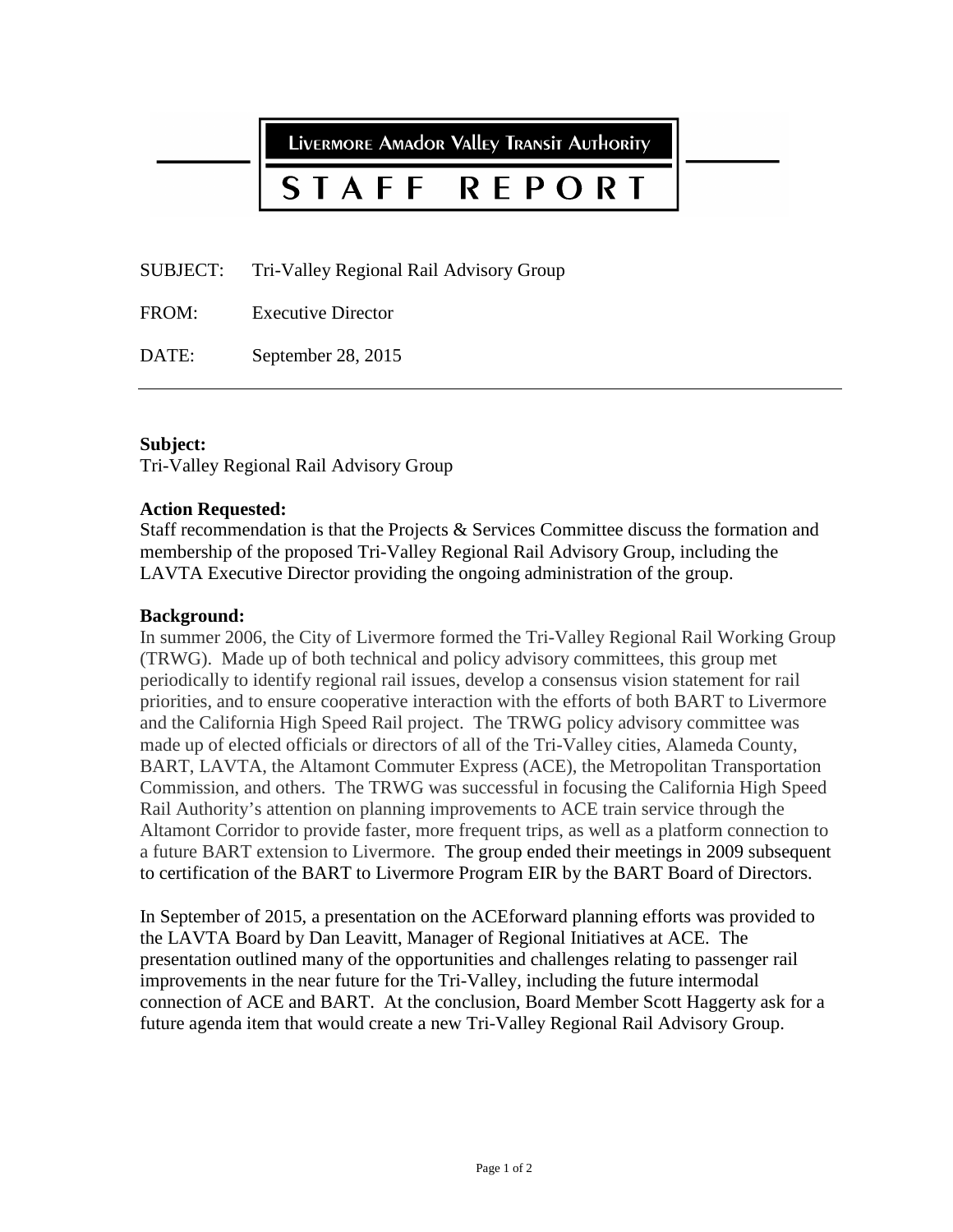# Livermore Amador Valley Transit Authority

# STAFF REPORT

SUBJECT: Tri-Valley Regional Rail Advisory Group

FROM: Executive Director

DATE: September 28, 2015

---

**Subject:**
Tri-Valley Regional Rail Advisory Group

**Action Requested:**
Staff recommendation is that the Projects & Services Committee discuss the formation and membership of the proposed Tri-Valley Regional Rail Advisory Group, including the LAVTA Executive Director providing the ongoing administration of the group.

**Background:**
In summer 2006, the City of Livermore formed the Tri-Valley Regional Rail Working Group (TRWG). Made up of both technical and policy advisory committees, this group met periodically to identify regional rail issues, develop a consensus vision statement for rail priorities, and to ensure cooperative interaction with the efforts of both BART to Livermore and the California High Speed Rail project. The TRWG policy advisory committee was made up of elected officials or directors of all of the Tri-Valley cities, Alameda County, BART, LAVTA, the Altamont Commuter Express (ACE), the Metropolitan Transportation Commission, and others. The TRWG was successful in focusing the California High Speed Rail Authority's attention on planning improvements to ACE train service through the Altamont Corridor to provide faster, more frequent trips, as well as a platform connection to a future BART extension to Livermore. The group ended their meetings in 2009 subsequent to certification of the BART to Livermore Program EIR by the BART Board of Directors.

In September of 2015, a presentation on the ACEforward planning efforts was provided to the LAVTA Board by Dan Leavitt, Manager of Regional Initiatives at ACE. The presentation outlined many of the opportunities and challenges relating to passenger rail improvements in the near future for the Tri-Valley, including the future intermodal connection of ACE and BART. At the conclusion, Board Member Scott Haggerty ask for a future agenda item that would create a new Tri-Valley Regional Rail Advisory Group.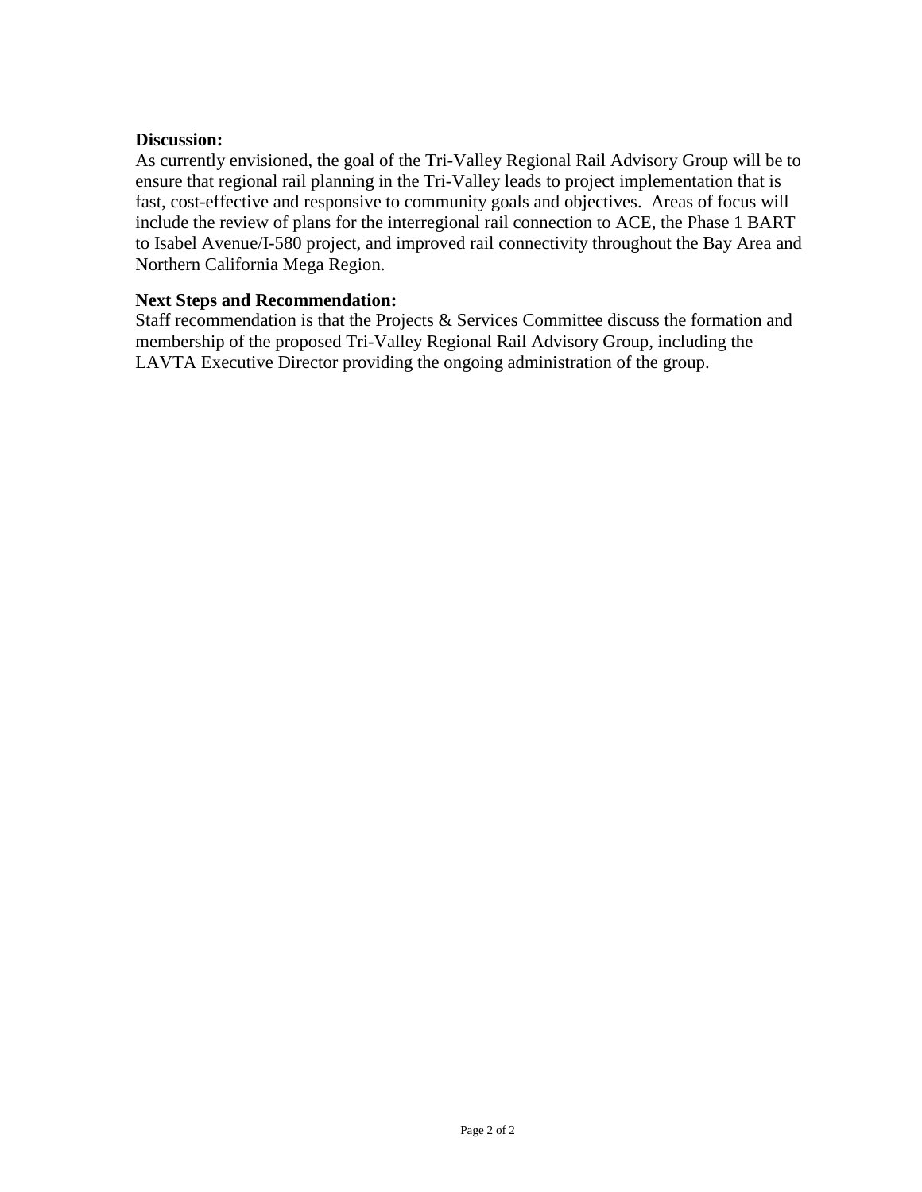**Discussion:**

As currently envisioned, the goal of the Tri-Valley Regional Rail Advisory Group will be to ensure that regional rail planning in the Tri-Valley leads to project implementation that is fast, cost-effective and responsive to community goals and objectives. Areas of focus will include the review of plans for the interregional rail connection to ACE, the Phase 1 BART to Isabel Avenue/I-580 project, and improved rail connectivity throughout the Bay Area and Northern California Mega Region.

**Next Steps and Recommendation:**

Staff recommendation is that the Projects & Services Committee discuss the formation and membership of the proposed Tri-Valley Regional Rail Advisory Group, including the LAVTA Executive Director providing the ongoing administration of the group.